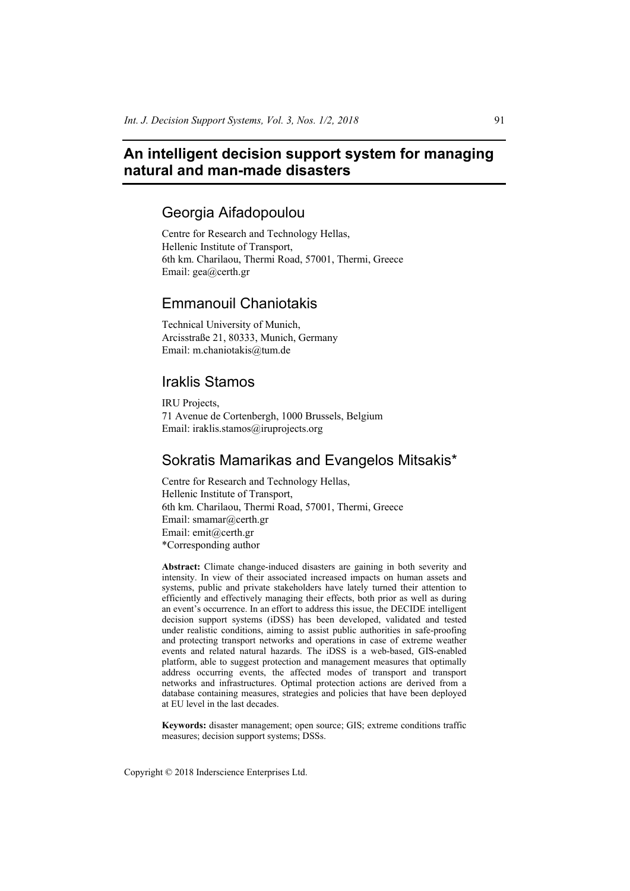# An intelligent decision support system for managing natural and man-made disasters

## Georgia Aifadopoulou

Centre for Research and Technology Hellas,
Hellenic Institute of Transport,
6th km. Charilaou, Thermi Road, 57001, Thermi, Greece
Email: gea@certh.gr

## Emmanouil Chaniotakis

Technical University of Munich,
Arcisstraße 21, 80333, Munich, Germany
Email: m.chaniotakis@tum.de

## Iraklis Stamos

IRU Projects,
71 Avenue de Cortenbergh, 1000 Brussels, Belgium
Email: iraklis.stamos@iruprojects.org

## Sokratis Mamarikas and Evangelos Mitsakis*

Centre for Research and Technology Hellas,
Hellenic Institute of Transport,
6th km. Charilaou, Thermi Road, 57001, Thermi, Greece
Email: smamar@certh.gr
Email: emit@certh.gr
*Corresponding author

**Abstract:** Climate change-induced disasters are gaining in both severity and intensity. In view of their associated increased impacts on human assets and systems, public and private stakeholders have lately turned their attention to efficiently and effectively managing their effects, both prior as well as during an event's occurrence. In an effort to address this issue, the DECIDE intelligent decision support systems (iDSS) has been developed, validated and tested under realistic conditions, aiming to assist public authorities in safe-proofing and protecting transport networks and operations in case of extreme weather events and related natural hazards. The iDSS is a web-based, GIS-enabled platform, able to suggest protection and management measures that optimally address occurring events, the affected modes of transport and transport networks and infrastructures. Optimal protection actions are derived from a database containing measures, strategies and policies that have been deployed at EU level in the last decades.

**Keywords:** disaster management; open source; GIS; extreme conditions traffic measures; decision support systems; DSSs.

Copyright © 2018 Inderscience Enterprises Ltd.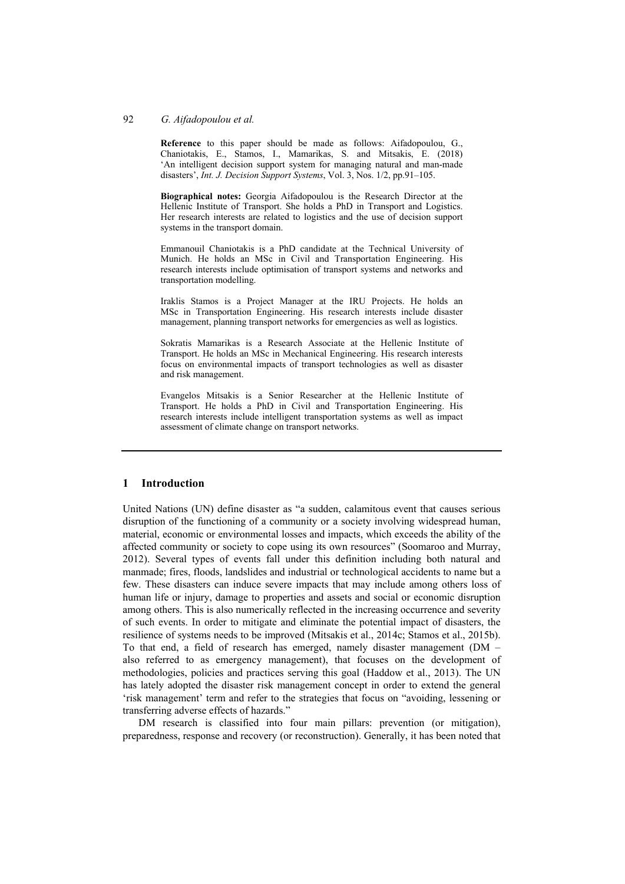**Reference** to this paper should be made as follows: Aifadopoulou, G., Chaniotakis, E., Stamos, I., Mamarikas, S. and Mitsakis, E. (2018) 'An intelligent decision support system for managing natural and man-made disasters', *Int. J. Decision Support Systems*, Vol. 3, Nos. 1/2, pp.91–105.

**Biographical notes:** Georgia Aifadopoulou is the Research Director at the Hellenic Institute of Transport. She holds a PhD in Transport and Logistics. Her research interests are related to logistics and the use of decision support systems in the transport domain.

Emmanouil Chaniotakis is a PhD candidate at the Technical University of Munich. He holds an MSc in Civil and Transportation Engineering. His research interests include optimisation of transport systems and networks and transportation modelling.

Iraklis Stamos is a Project Manager at the IRU Projects. He holds an MSc in Transportation Engineering. His research interests include disaster management, planning transport networks for emergencies as well as logistics.

Sokratis Mamarikas is a Research Associate at the Hellenic Institute of Transport. He holds an MSc in Mechanical Engineering. His research interests focus on environmental impacts of transport technologies as well as disaster and risk management.

Evangelos Mitsakis is a Senior Researcher at the Hellenic Institute of Transport. He holds a PhD in Civil and Transportation Engineering. His research interests include intelligent transportation systems as well as impact assessment of climate change on transport networks.

## 1 Introduction

United Nations (UN) define disaster as "a sudden, calamitous event that causes serious disruption of the functioning of a community or a society involving widespread human, material, economic or environmental losses and impacts, which exceeds the ability of the affected community or society to cope using its own resources" (Soomaroo and Murray, 2012). Several types of events fall under this definition including both natural and manmade; fires, floods, landslides and industrial or technological accidents to name but a few. These disasters can induce severe impacts that may include among others loss of human life or injury, damage to properties and assets and social or economic disruption among others. This is also numerically reflected in the increasing occurrence and severity of such events. In order to mitigate and eliminate the potential impact of disasters, the resilience of systems needs to be improved (Mitsakis et al., 2014c; Stamos et al., 2015b). To that end, a field of research has emerged, namely disaster management (DM – also referred to as emergency management), that focuses on the development of methodologies, policies and practices serving this goal (Haddow et al., 2013). The UN has lately adopted the disaster risk management concept in order to extend the general 'risk management' term and refer to the strategies that focus on "avoiding, lessening or transferring adverse effects of hazards."

DM research is classified into four main pillars: prevention (or mitigation), preparedness, response and recovery (or reconstruction). Generally, it has been noted that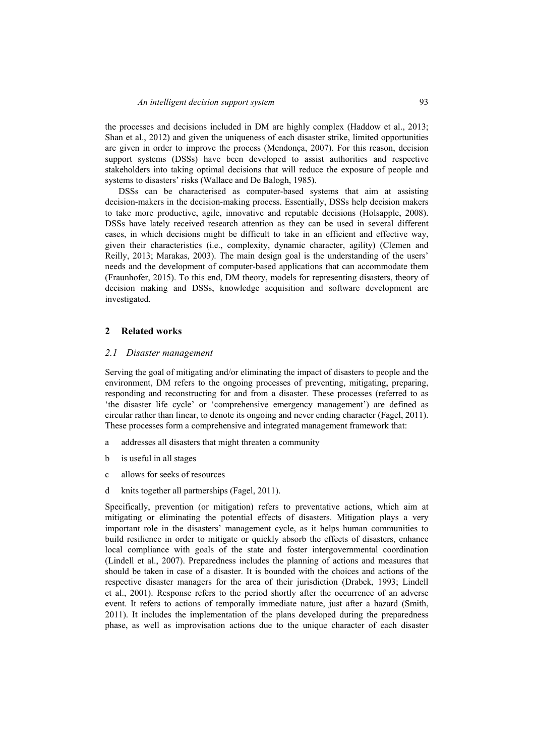the processes and decisions included in DM are highly complex (Haddow et al., 2013; Shan et al., 2012) and given the uniqueness of each disaster strike, limited opportunities are given in order to improve the process (Mendonça, 2007). For this reason, decision support systems (DSSs) have been developed to assist authorities and respective stakeholders into taking optimal decisions that will reduce the exposure of people and systems to disasters' risks (Wallace and De Balogh, 1985).

DSSs can be characterised as computer-based systems that aim at assisting decision-makers in the decision-making process. Essentially, DSSs help decision makers to take more productive, agile, innovative and reputable decisions (Holsapple, 2008). DSSs have lately received research attention as they can be used in several different cases, in which decisions might be difficult to take in an efficient and effective way, given their characteristics (i.e., complexity, dynamic character, agility) (Clemen and Reilly, 2013; Marakas, 2003). The main design goal is the understanding of the users' needs and the development of computer-based applications that can accommodate them (Fraunhofer, 2015). To this end, DM theory, models for representing disasters, theory of decision making and DSSs, knowledge acquisition and software development are investigated.

## 2 Related works

### *2.1 Disaster management*

Serving the goal of mitigating and/or eliminating the impact of disasters to people and the environment, DM refers to the ongoing processes of preventing, mitigating, preparing, responding and reconstructing for and from a disaster. These processes (referred to as 'the disaster life cycle' or 'comprehensive emergency management') are defined as circular rather than linear, to denote its ongoing and never ending character (Fagel, 2011). These processes form a comprehensive and integrated management framework that:

a addresses all disasters that might threaten a community

b is useful in all stages

c allows for seeks of resources

d knits together all partnerships (Fagel, 2011).

Specifically, prevention (or mitigation) refers to preventative actions, which aim at mitigating or eliminating the potential effects of disasters. Mitigation plays a very important role in the disasters' management cycle, as it helps human communities to build resilience in order to mitigate or quickly absorb the effects of disasters, enhance local compliance with goals of the state and foster intergovernmental coordination (Lindell et al., 2007). Preparedness includes the planning of actions and measures that should be taken in case of a disaster. It is bounded with the choices and actions of the respective disaster managers for the area of their jurisdiction (Drabek, 1993; Lindell et al., 2001). Response refers to the period shortly after the occurrence of an adverse event. It refers to actions of temporally immediate nature, just after a hazard (Smith, 2011). It includes the implementation of the plans developed during the preparedness phase, as well as improvisation actions due to the unique character of each disaster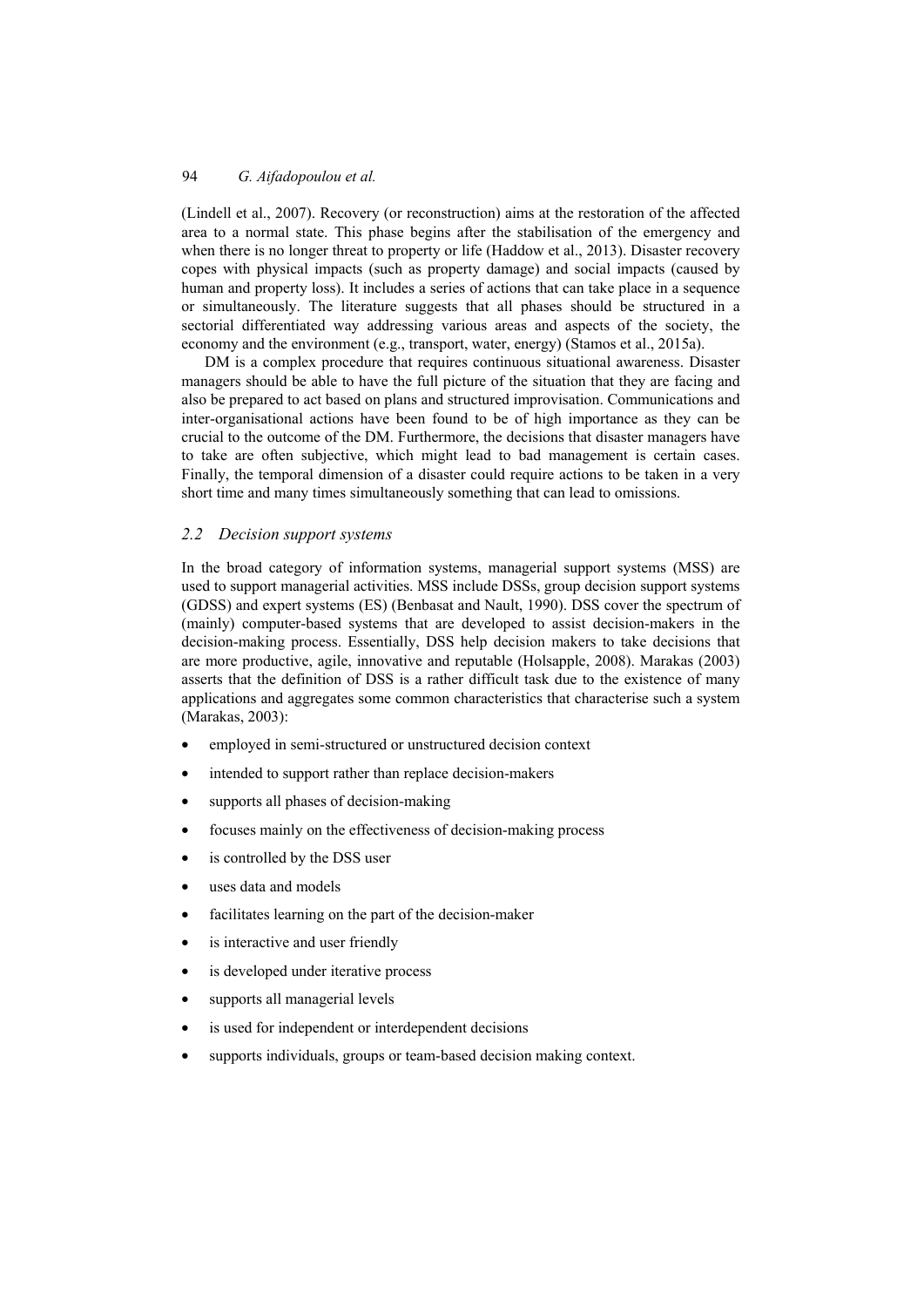(Lindell et al., 2007). Recovery (or reconstruction) aims at the restoration of the affected area to a normal state. This phase begins after the stabilisation of the emergency and when there is no longer threat to property or life (Haddow et al., 2013). Disaster recovery copes with physical impacts (such as property damage) and social impacts (caused by human and property loss). It includes a series of actions that can take place in a sequence or simultaneously. The literature suggests that all phases should be structured in a sectorial differentiated way addressing various areas and aspects of the society, the economy and the environment (e.g., transport, water, energy) (Stamos et al., 2015a).

DM is a complex procedure that requires continuous situational awareness. Disaster managers should be able to have the full picture of the situation that they are facing and also be prepared to act based on plans and structured improvisation. Communications and inter-organisational actions have been found to be of high importance as they can be crucial to the outcome of the DM. Furthermore, the decisions that disaster managers have to take are often subjective, which might lead to bad management is certain cases. Finally, the temporal dimension of a disaster could require actions to be taken in a very short time and many times simultaneously something that can lead to omissions.

### *2.2 Decision support systems*

In the broad category of information systems, managerial support systems (MSS) are used to support managerial activities. MSS include DSSs, group decision support systems (GDSS) and expert systems (ES) (Benbasat and Nault, 1990). DSS cover the spectrum of (mainly) computer-based systems that are developed to assist decision-makers in the decision-making process. Essentially, DSS help decision makers to take decisions that are more productive, agile, innovative and reputable (Holsapple, 2008). Marakas (2003) asserts that the definition of DSS is a rather difficult task due to the existence of many applications and aggregates some common characteristics that characterise such a system (Marakas, 2003):

- employed in semi-structured or unstructured decision context
- intended to support rather than replace decision-makers
- supports all phases of decision-making
- focuses mainly on the effectiveness of decision-making process
- is controlled by the DSS user
- uses data and models
- facilitates learning on the part of the decision-maker
- is interactive and user friendly
- is developed under iterative process
- supports all managerial levels
- is used for independent or interdependent decisions
- supports individuals, groups or team-based decision making context.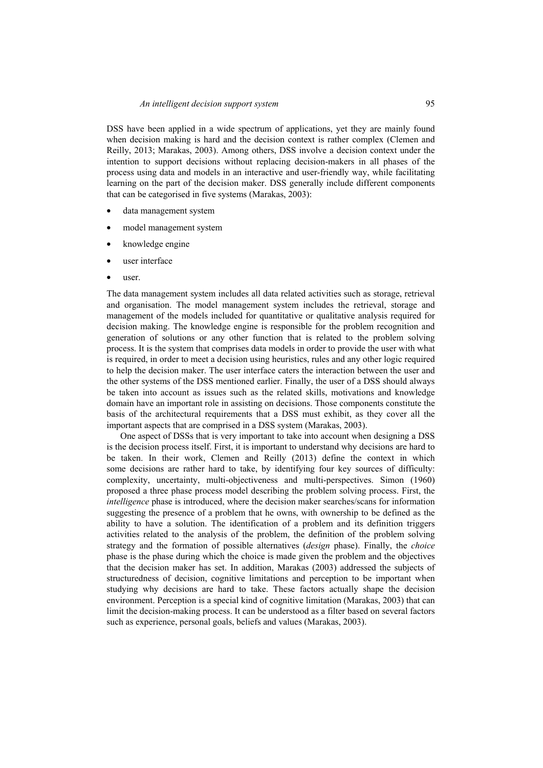DSS have been applied in a wide spectrum of applications, yet they are mainly found when decision making is hard and the decision context is rather complex (Clemen and Reilly, 2013; Marakas, 2003). Among others, DSS involve a decision context under the intention to support decisions without replacing decision-makers in all phases of the process using data and models in an interactive and user-friendly way, while facilitating learning on the part of the decision maker. DSS generally include different components that can be categorised in five systems (Marakas, 2003):

- data management system
- model management system
- knowledge engine
- user interface
- user.

The data management system includes all data related activities such as storage, retrieval and organisation. The model management system includes the retrieval, storage and management of the models included for quantitative or qualitative analysis required for decision making. The knowledge engine is responsible for the problem recognition and generation of solutions or any other function that is related to the problem solving process. It is the system that comprises data models in order to provide the user with what is required, in order to meet a decision using heuristics, rules and any other logic required to help the decision maker. The user interface caters the interaction between the user and the other systems of the DSS mentioned earlier. Finally, the user of a DSS should always be taken into account as issues such as the related skills, motivations and knowledge domain have an important role in assisting on decisions. Those components constitute the basis of the architectural requirements that a DSS must exhibit, as they cover all the important aspects that are comprised in a DSS system (Marakas, 2003).

One aspect of DSSs that is very important to take into account when designing a DSS is the decision process itself. First, it is important to understand why decisions are hard to be taken. In their work, Clemen and Reilly (2013) define the context in which some decisions are rather hard to take, by identifying four key sources of difficulty: complexity, uncertainty, multi-objectiveness and multi-perspectives. Simon (1960) proposed a three phase process model describing the problem solving process. First, the *intelligence* phase is introduced, where the decision maker searches/scans for information suggesting the presence of a problem that he owns, with ownership to be defined as the ability to have a solution. The identification of a problem and its definition triggers activities related to the analysis of the problem, the definition of the problem solving strategy and the formation of possible alternatives (*design* phase). Finally, the *choice* phase is the phase during which the choice is made given the problem and the objectives that the decision maker has set. In addition, Marakas (2003) addressed the subjects of structuredness of decision, cognitive limitations and perception to be important when studying why decisions are hard to take. These factors actually shape the decision environment. Perception is a special kind of cognitive limitation (Marakas, 2003) that can limit the decision-making process. It can be understood as a filter based on several factors such as experience, personal goals, beliefs and values (Marakas, 2003).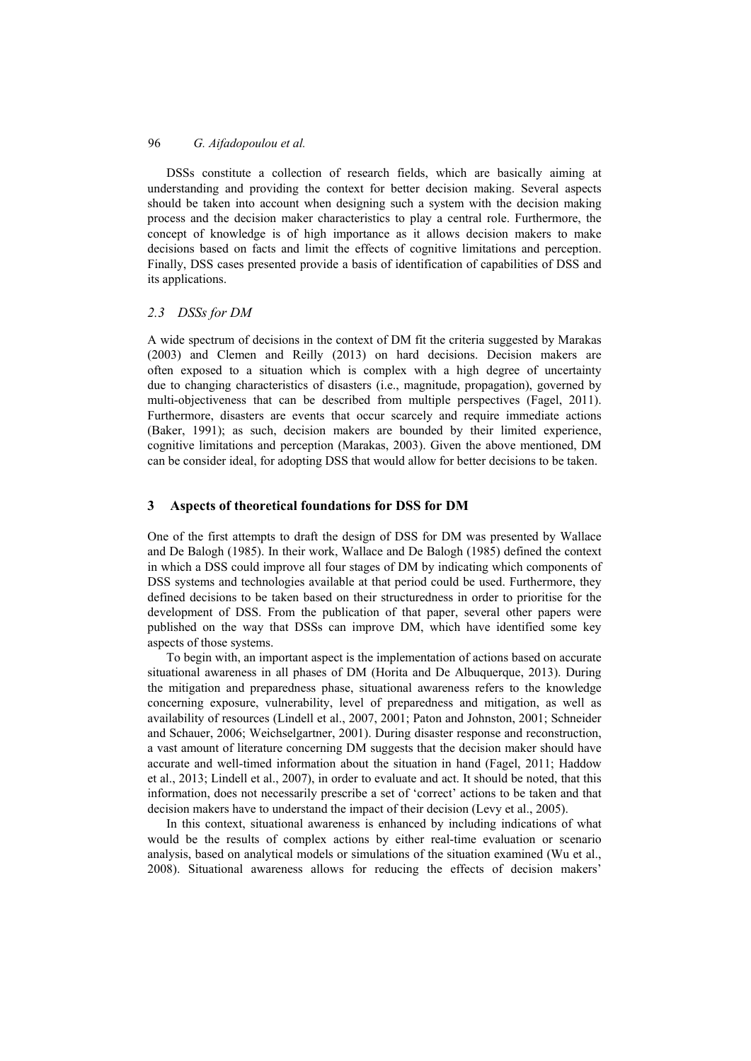DSSs constitute a collection of research fields, which are basically aiming at understanding and providing the context for better decision making. Several aspects should be taken into account when designing such a system with the decision making process and the decision maker characteristics to play a central role. Furthermore, the concept of knowledge is of high importance as it allows decision makers to make decisions based on facts and limit the effects of cognitive limitations and perception. Finally, DSS cases presented provide a basis of identification of capabilities of DSS and its applications.

### *2.3 DSSs for DM*

A wide spectrum of decisions in the context of DM fit the criteria suggested by Marakas (2003) and Clemen and Reilly (2013) on hard decisions. Decision makers are often exposed to a situation which is complex with a high degree of uncertainty due to changing characteristics of disasters (i.e., magnitude, propagation), governed by multi-objectiveness that can be described from multiple perspectives (Fagel, 2011). Furthermore, disasters are events that occur scarcely and require immediate actions (Baker, 1991); as such, decision makers are bounded by their limited experience, cognitive limitations and perception (Marakas, 2003). Given the above mentioned, DM can be consider ideal, for adopting DSS that would allow for better decisions to be taken.

## 3 Aspects of theoretical foundations for DSS for DM

One of the first attempts to draft the design of DSS for DM was presented by Wallace and De Balogh (1985). In their work, Wallace and De Balogh (1985) defined the context in which a DSS could improve all four stages of DM by indicating which components of DSS systems and technologies available at that period could be used. Furthermore, they defined decisions to be taken based on their structuredness in order to prioritise for the development of DSS. From the publication of that paper, several other papers were published on the way that DSSs can improve DM, which have identified some key aspects of those systems.

To begin with, an important aspect is the implementation of actions based on accurate situational awareness in all phases of DM (Horita and De Albuquerque, 2013). During the mitigation and preparedness phase, situational awareness refers to the knowledge concerning exposure, vulnerability, level of preparedness and mitigation, as well as availability of resources (Lindell et al., 2007, 2001; Paton and Johnston, 2001; Schneider and Schauer, 2006; Weichselgartner, 2001). During disaster response and reconstruction, a vast amount of literature concerning DM suggests that the decision maker should have accurate and well-timed information about the situation in hand (Fagel, 2011; Haddow et al., 2013; Lindell et al., 2007), in order to evaluate and act. It should be noted, that this information, does not necessarily prescribe a set of 'correct' actions to be taken and that decision makers have to understand the impact of their decision (Levy et al., 2005).

In this context, situational awareness is enhanced by including indications of what would be the results of complex actions by either real-time evaluation or scenario analysis, based on analytical models or simulations of the situation examined (Wu et al., 2008). Situational awareness allows for reducing the effects of decision makers'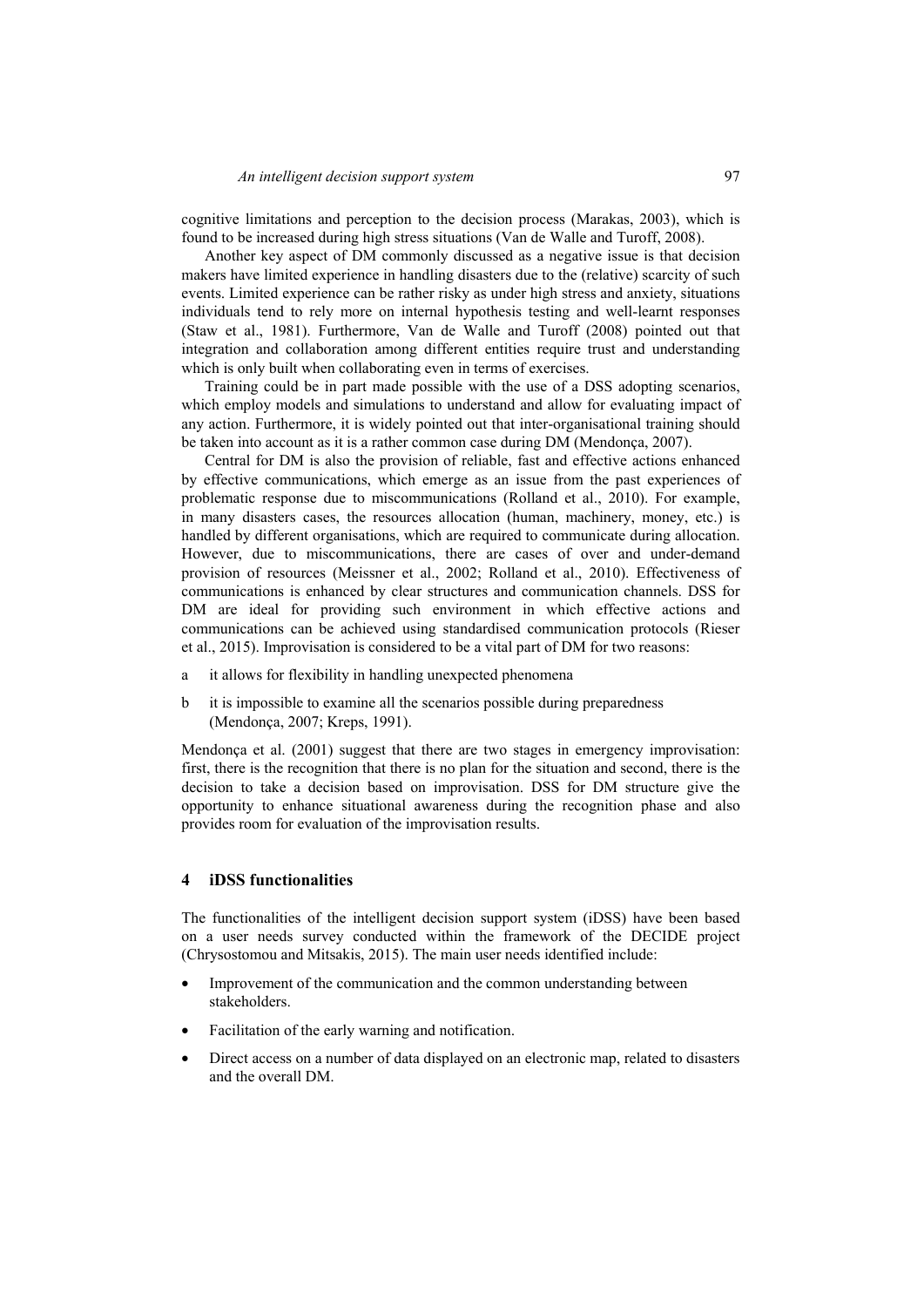cognitive limitations and perception to the decision process (Marakas, 2003), which is found to be increased during high stress situations (Van de Walle and Turoff, 2008).

Another key aspect of DM commonly discussed as a negative issue is that decision makers have limited experience in handling disasters due to the (relative) scarcity of such events. Limited experience can be rather risky as under high stress and anxiety, situations individuals tend to rely more on internal hypothesis testing and well-learnt responses (Staw et al., 1981). Furthermore, Van de Walle and Turoff (2008) pointed out that integration and collaboration among different entities require trust and understanding which is only built when collaborating even in terms of exercises.

Training could be in part made possible with the use of a DSS adopting scenarios, which employ models and simulations to understand and allow for evaluating impact of any action. Furthermore, it is widely pointed out that inter-organisational training should be taken into account as it is a rather common case during DM (Mendonça, 2007).

Central for DM is also the provision of reliable, fast and effective actions enhanced by effective communications, which emerge as an issue from the past experiences of problematic response due to miscommunications (Rolland et al., 2010). For example, in many disasters cases, the resources allocation (human, machinery, money, etc.) is handled by different organisations, which are required to communicate during allocation. However, due to miscommunications, there are cases of over and under-demand provision of resources (Meissner et al., 2002; Rolland et al., 2010). Effectiveness of communications is enhanced by clear structures and communication channels. DSS for DM are ideal for providing such environment in which effective actions and communications can be achieved using standardised communication protocols (Rieser et al., 2015). Improvisation is considered to be a vital part of DM for two reasons:

a it allows for flexibility in handling unexpected phenomena

b it is impossible to examine all the scenarios possible during preparedness (Mendonça, 2007; Kreps, 1991).

Mendonça et al. (2001) suggest that there are two stages in emergency improvisation: first, there is the recognition that there is no plan for the situation and second, there is the decision to take a decision based on improvisation. DSS for DM structure give the opportunity to enhance situational awareness during the recognition phase and also provides room for evaluation of the improvisation results.

## 4 iDSS functionalities

The functionalities of the intelligent decision support system (iDSS) have been based on a user needs survey conducted within the framework of the DECIDE project (Chrysostomou and Mitsakis, 2015). The main user needs identified include:

- Improvement of the communication and the common understanding between stakeholders.
- Facilitation of the early warning and notification.
- Direct access on a number of data displayed on an electronic map, related to disasters and the overall DM.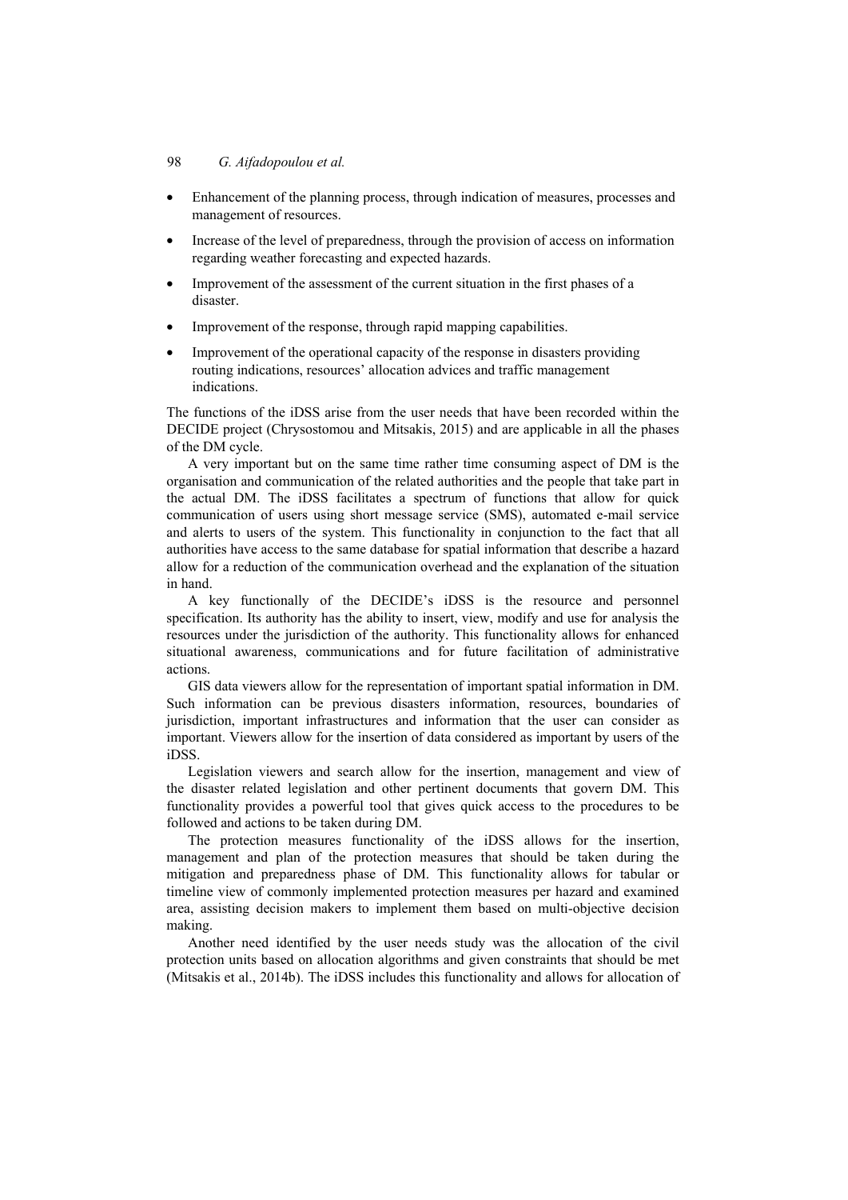- Enhancement of the planning process, through indication of measures, processes and management of resources.
- Increase of the level of preparedness, through the provision of access on information regarding weather forecasting and expected hazards.
- Improvement of the assessment of the current situation in the first phases of a disaster.
- Improvement of the response, through rapid mapping capabilities.
- Improvement of the operational capacity of the response in disasters providing routing indications, resources' allocation advices and traffic management indications.

The functions of the iDSS arise from the user needs that have been recorded within the DECIDE project (Chrysostomou and Mitsakis, 2015) and are applicable in all the phases of the DM cycle.

A very important but on the same time rather time consuming aspect of DM is the organisation and communication of the related authorities and the people that take part in the actual DM. The iDSS facilitates a spectrum of functions that allow for quick communication of users using short message service (SMS), automated e-mail service and alerts to users of the system. This functionality in conjunction to the fact that all authorities have access to the same database for spatial information that describe a hazard allow for a reduction of the communication overhead and the explanation of the situation in hand.

A key functionally of the DECIDE's iDSS is the resource and personnel specification. Its authority has the ability to insert, view, modify and use for analysis the resources under the jurisdiction of the authority. This functionality allows for enhanced situational awareness, communications and for future facilitation of administrative actions.

GIS data viewers allow for the representation of important spatial information in DM. Such information can be previous disasters information, resources, boundaries of jurisdiction, important infrastructures and information that the user can consider as important. Viewers allow for the insertion of data considered as important by users of the iDSS.

Legislation viewers and search allow for the insertion, management and view of the disaster related legislation and other pertinent documents that govern DM. This functionality provides a powerful tool that gives quick access to the procedures to be followed and actions to be taken during DM.

The protection measures functionality of the iDSS allows for the insertion, management and plan of the protection measures that should be taken during the mitigation and preparedness phase of DM. This functionality allows for tabular or timeline view of commonly implemented protection measures per hazard and examined area, assisting decision makers to implement them based on multi-objective decision making.

Another need identified by the user needs study was the allocation of the civil protection units based on allocation algorithms and given constraints that should be met (Mitsakis et al., 2014b). The iDSS includes this functionality and allows for allocation of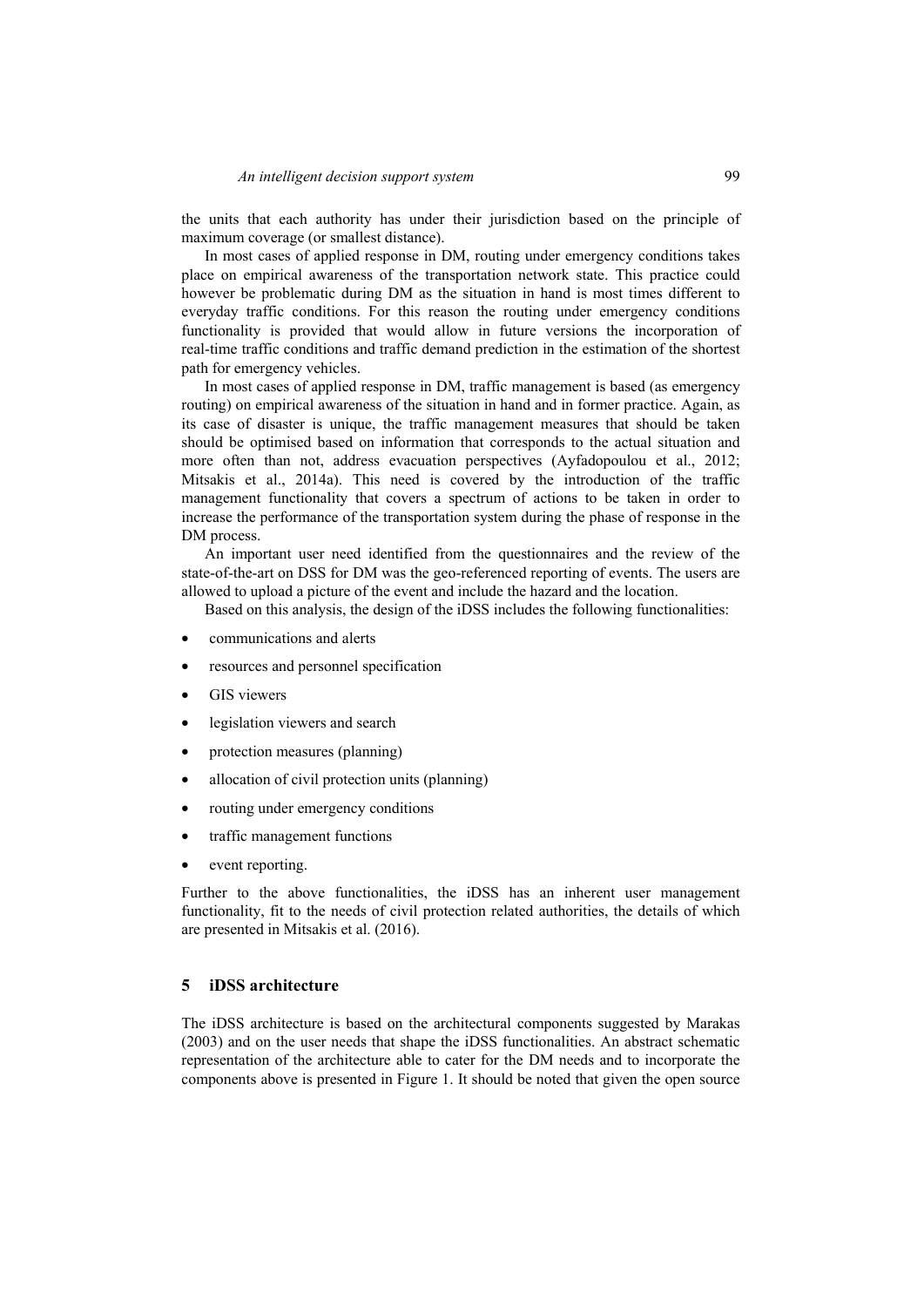the units that each authority has under their jurisdiction based on the principle of maximum coverage (or smallest distance).

In most cases of applied response in DM, routing under emergency conditions takes place on empirical awareness of the transportation network state. This practice could however be problematic during DM as the situation in hand is most times different to everyday traffic conditions. For this reason the routing under emergency conditions functionality is provided that would allow in future versions the incorporation of real-time traffic conditions and traffic demand prediction in the estimation of the shortest path for emergency vehicles.

In most cases of applied response in DM, traffic management is based (as emergency routing) on empirical awareness of the situation in hand and in former practice. Again, as its case of disaster is unique, the traffic management measures that should be taken should be optimised based on information that corresponds to the actual situation and more often than not, address evacuation perspectives (Ayfadopoulou et al., 2012; Mitsakis et al., 2014a). This need is covered by the introduction of the traffic management functionality that covers a spectrum of actions to be taken in order to increase the performance of the transportation system during the phase of response in the DM process.

An important user need identified from the questionnaires and the review of the state-of-the-art on DSS for DM was the geo-referenced reporting of events. The users are allowed to upload a picture of the event and include the hazard and the location.

Based on this analysis, the design of the iDSS includes the following functionalities:

- communications and alerts
- resources and personnel specification
- GIS viewers
- legislation viewers and search
- protection measures (planning)
- allocation of civil protection units (planning)
- routing under emergency conditions
- traffic management functions
- event reporting.

Further to the above functionalities, the iDSS has an inherent user management functionality, fit to the needs of civil protection related authorities, the details of which are presented in Mitsakis et al. (2016).

## 5 iDSS architecture

The iDSS architecture is based on the architectural components suggested by Marakas (2003) and on the user needs that shape the iDSS functionalities. An abstract schematic representation of the architecture able to cater for the DM needs and to incorporate the components above is presented in Figure 1. It should be noted that given the open source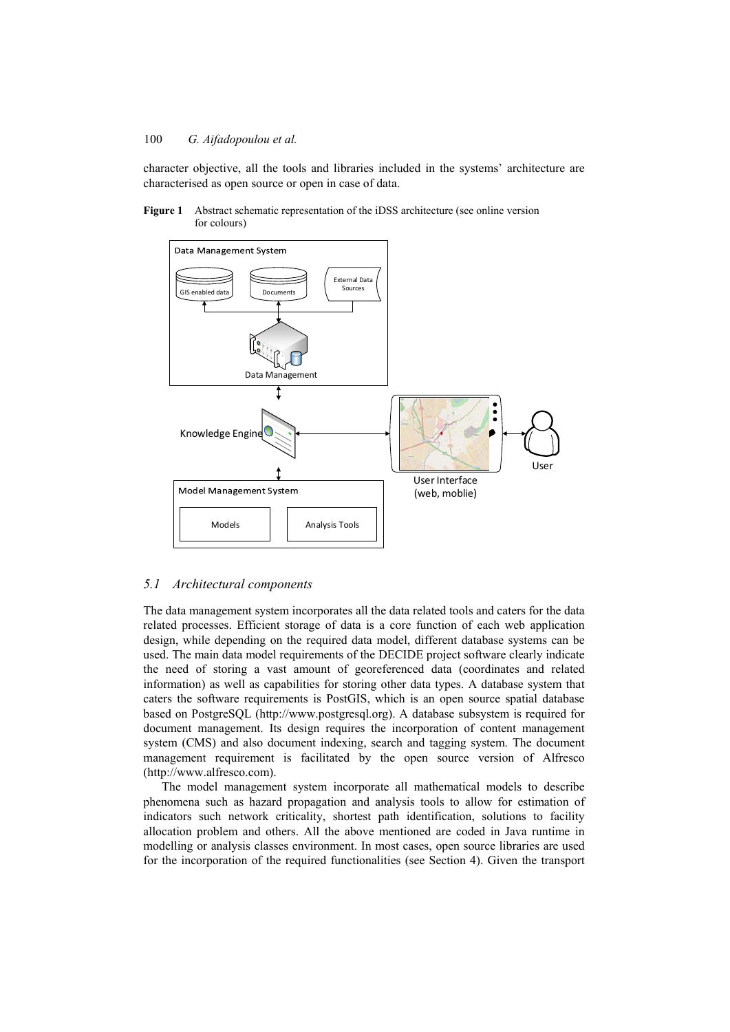character objective, all the tools and libraries included in the systems' architecture are characterised as open source or open in case of data.

**Figure 1** Abstract schematic representation of the iDSS architecture (see online version for colours)

## *5.1 Architectural components*

The data management system incorporates all the data related tools and caters for the data related processes. Efficient storage of data is a core function of each web application design, while depending on the required data model, different database systems can be used. The main data model requirements of the DECIDE project software clearly indicate the need of storing a vast amount of georeferenced data (coordinates and related information) as well as capabilities for storing other data types. A database system that caters the software requirements is PostGIS, which is an open source spatial database based on PostgreSQL (http://www.postgresql.org). A database subsystem is required for document management. Its design requires the incorporation of content management system (CMS) and also document indexing, search and tagging system. The document management requirement is facilitated by the open source version of Alfresco (http://www.alfresco.com).

The model management system incorporate all mathematical models to describe phenomena such as hazard propagation and analysis tools to allow for estimation of indicators such network criticality, shortest path identification, solutions to facility allocation problem and others. All the above mentioned are coded in Java runtime in modelling or analysis classes environment. In most cases, open source libraries are used for the incorporation of the required functionalities (see Section 4). Given the transport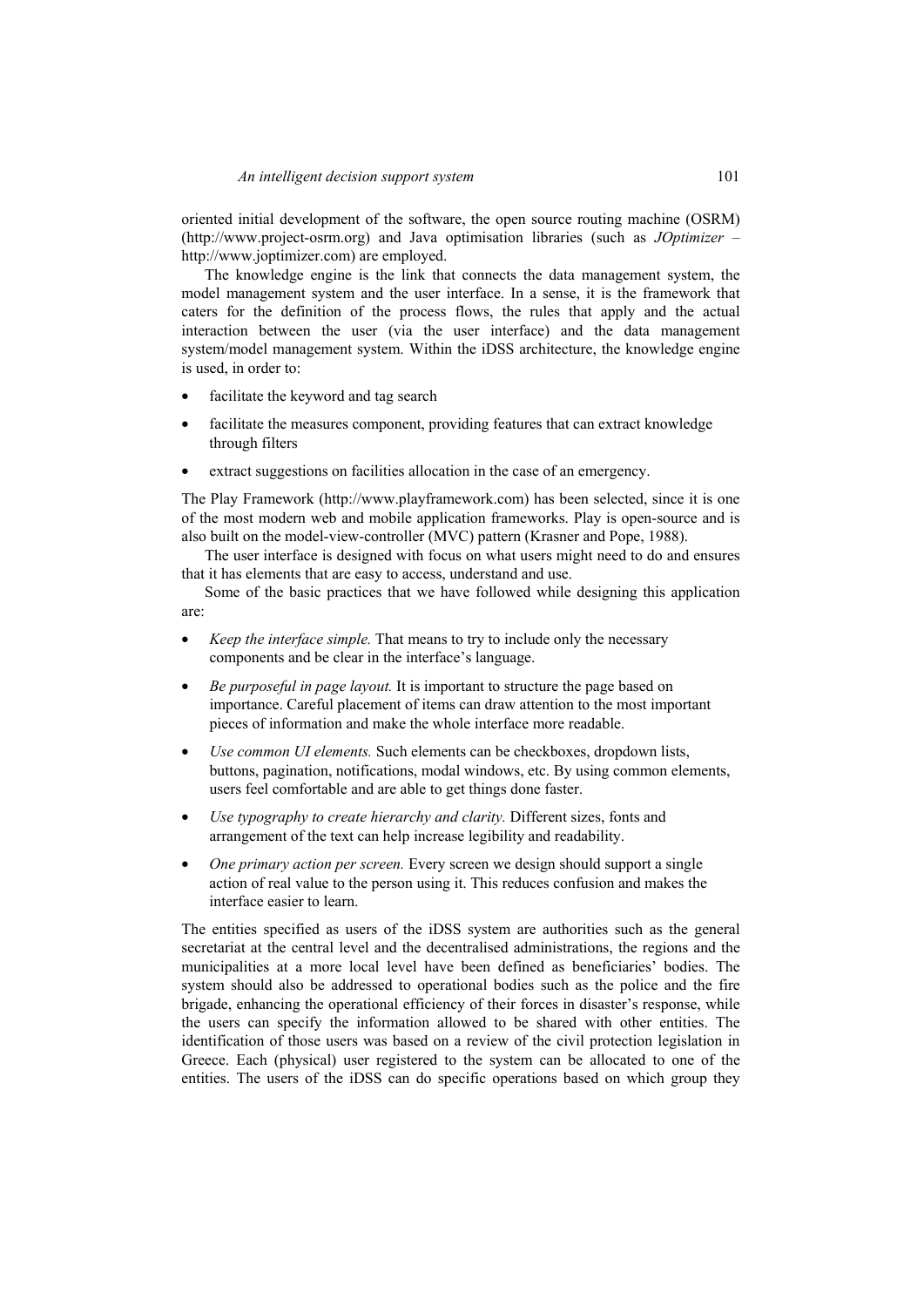oriented initial development of the software, the open source routing machine (OSRM) (http://www.project-osrm.org) and Java optimisation libraries (such as *JOptimizer* – http://www.joptimizer.com) are employed.

The knowledge engine is the link that connects the data management system, the model management system and the user interface. In a sense, it is the framework that caters for the definition of the process flows, the rules that apply and the actual interaction between the user (via the user interface) and the data management system/model management system. Within the iDSS architecture, the knowledge engine is used, in order to:

- facilitate the keyword and tag search
- facilitate the measures component, providing features that can extract knowledge through filters
- extract suggestions on facilities allocation in the case of an emergency.

The Play Framework (http://www.playframework.com) has been selected, since it is one of the most modern web and mobile application frameworks. Play is open-source and is also built on the model-view-controller (MVC) pattern (Krasner and Pope, 1988).

The user interface is designed with focus on what users might need to do and ensures that it has elements that are easy to access, understand and use.

Some of the basic practices that we have followed while designing this application are:

- *Keep the interface simple.* That means to try to include only the necessary components and be clear in the interface's language.
- *Be purposeful in page layout.* It is important to structure the page based on importance. Careful placement of items can draw attention to the most important pieces of information and make the whole interface more readable.
- *Use common UI elements.* Such elements can be checkboxes, dropdown lists, buttons, pagination, notifications, modal windows, etc. By using common elements, users feel comfortable and are able to get things done faster.
- *Use typography to create hierarchy and clarity.* Different sizes, fonts and arrangement of the text can help increase legibility and readability.
- *One primary action per screen.* Every screen we design should support a single action of real value to the person using it. This reduces confusion and makes the interface easier to learn.

The entities specified as users of the iDSS system are authorities such as the general secretariat at the central level and the decentralised administrations, the regions and the municipalities at a more local level have been defined as beneficiaries' bodies. The system should also be addressed to operational bodies such as the police and the fire brigade, enhancing the operational efficiency of their forces in disaster's response, while the users can specify the information allowed to be shared with other entities. The identification of those users was based on a review of the civil protection legislation in Greece. Each (physical) user registered to the system can be allocated to one of the entities. The users of the iDSS can do specific operations based on which group they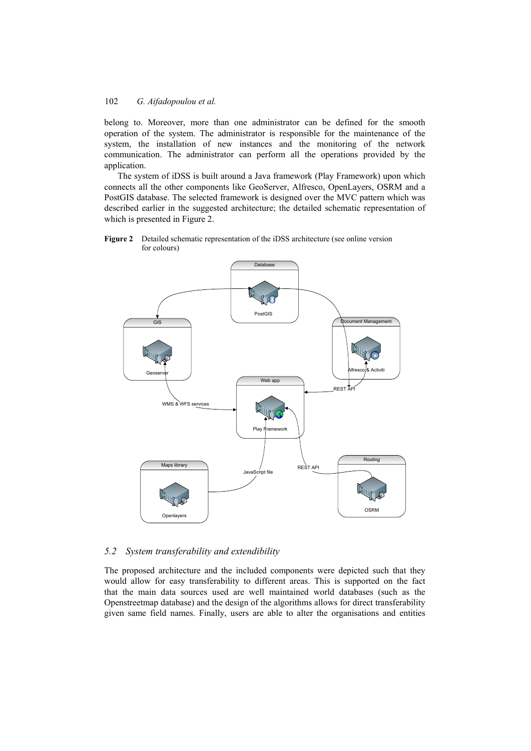belong to. Moreover, more than one administrator can be defined for the smooth operation of the system. The administrator is responsible for the maintenance of the system, the installation of new instances and the monitoring of the network communication. The administrator can perform all the operations provided by the application.

The system of iDSS is built around a Java framework (Play Framework) upon which connects all the other components like GeoServer, Alfresco, OpenLayers, OSRM and a PostGIS database. The selected framework is designed over the MVC pattern which was described earlier in the suggested architecture; the detailed schematic representation of which is presented in Figure 2.

**Figure 2** Detailed schematic representation of the iDSS architecture (see online version for colours)

## 5.2 *System transferability and extendibility*

The proposed architecture and the included components were depicted such that they would allow for easy transferability to different areas. This is supported on the fact that the main data sources used are well maintained world databases (such as the Openstreetmap database) and the design of the algorithms allows for direct transferability given same field names. Finally, users are able to alter the organisations and entities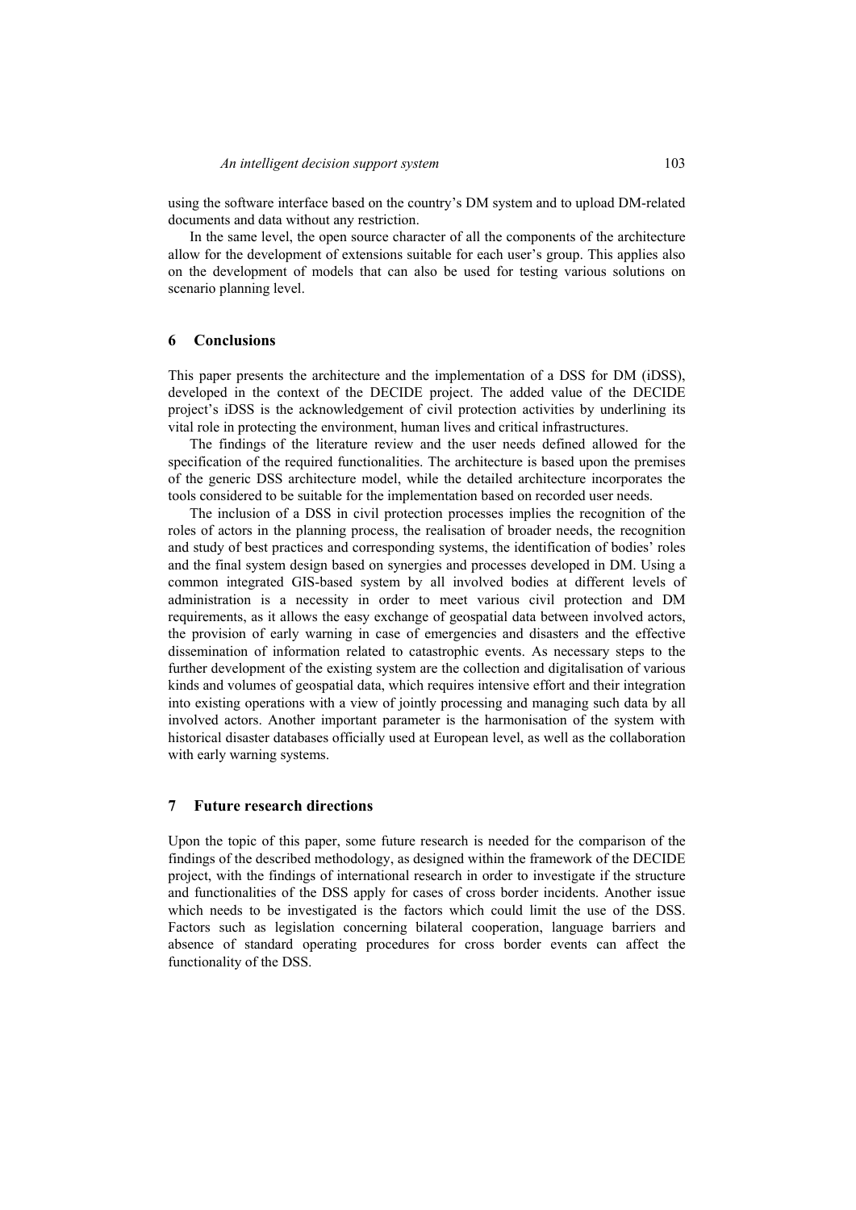using the software interface based on the country's DM system and to upload DM-related documents and data without any restriction.

In the same level, the open source character of all the components of the architecture allow for the development of extensions suitable for each user's group. This applies also on the development of models that can also be used for testing various solutions on scenario planning level.

## 6 Conclusions

This paper presents the architecture and the implementation of a DSS for DM (iDSS), developed in the context of the DECIDE project. The added value of the DECIDE project's iDSS is the acknowledgement of civil protection activities by underlining its vital role in protecting the environment, human lives and critical infrastructures.

The findings of the literature review and the user needs defined allowed for the specification of the required functionalities. The architecture is based upon the premises of the generic DSS architecture model, while the detailed architecture incorporates the tools considered to be suitable for the implementation based on recorded user needs.

The inclusion of a DSS in civil protection processes implies the recognition of the roles of actors in the planning process, the realisation of broader needs, the recognition and study of best practices and corresponding systems, the identification of bodies' roles and the final system design based on synergies and processes developed in DM. Using a common integrated GIS-based system by all involved bodies at different levels of administration is a necessity in order to meet various civil protection and DM requirements, as it allows the easy exchange of geospatial data between involved actors, the provision of early warning in case of emergencies and disasters and the effective dissemination of information related to catastrophic events. As necessary steps to the further development of the existing system are the collection and digitalisation of various kinds and volumes of geospatial data, which requires intensive effort and their integration into existing operations with a view of jointly processing and managing such data by all involved actors. Another important parameter is the harmonisation of the system with historical disaster databases officially used at European level, as well as the collaboration with early warning systems.

## 7 Future research directions

Upon the topic of this paper, some future research is needed for the comparison of the findings of the described methodology, as designed within the framework of the DECIDE project, with the findings of international research in order to investigate if the structure and functionalities of the DSS apply for cases of cross border incidents. Another issue which needs to be investigated is the factors which could limit the use of the DSS. Factors such as legislation concerning bilateral cooperation, language barriers and absence of standard operating procedures for cross border events can affect the functionality of the DSS.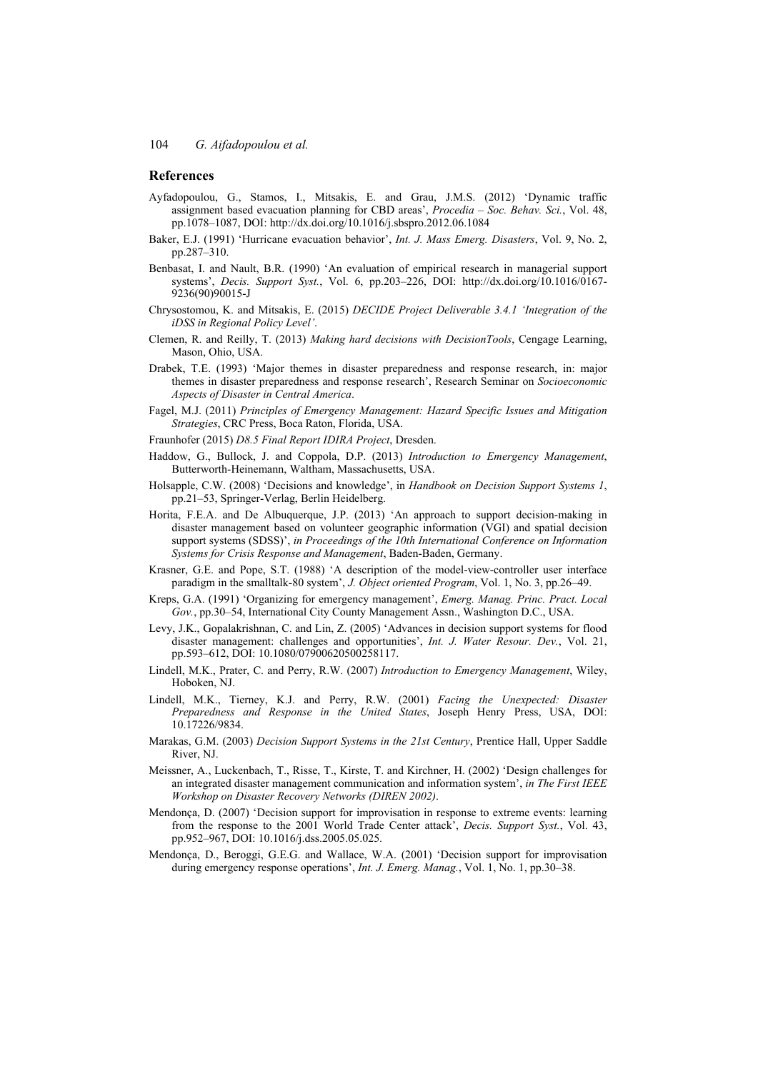## References

Ayfadopoulou, G., Stamos, I., Mitsakis, E. and Grau, J.M.S. (2012) 'Dynamic traffic assignment based evacuation planning for CBD areas', *Procedia – Soc. Behav. Sci.*, Vol. 48, pp.1078–1087, DOI: http://dx.doi.org/10.1016/j.sbspro.2012.06.1084

Baker, E.J. (1991) 'Hurricane evacuation behavior', *Int. J. Mass Emerg. Disasters*, Vol. 9, No. 2, pp.287–310.

Benbasat, I. and Nault, B.R. (1990) 'An evaluation of empirical research in managerial support systems', *Decis. Support Syst.*, Vol. 6, pp.203–226, DOI: http://dx.doi.org/10.1016/0167-9236(90)90015-J

Chrysostomou, K. and Mitsakis, E. (2015) *DECIDE Project Deliverable 3.4.1 'Integration of the iDSS in Regional Policy Level'*.

Clemen, R. and Reilly, T. (2013) *Making hard decisions with DecisionTools*, Cengage Learning, Mason, Ohio, USA.

Drabek, T.E. (1993) 'Major themes in disaster preparedness and response research, in: major themes in disaster preparedness and response research', Research Seminar on *Socioeconomic Aspects of Disaster in Central America*.

Fagel, M.J. (2011) *Principles of Emergency Management: Hazard Specific Issues and Mitigation Strategies*, CRC Press, Boca Raton, Florida, USA.

Fraunhofer (2015) *D8.5 Final Report IDIRA Project*, Dresden.

Haddow, G., Bullock, J. and Coppola, D.P. (2013) *Introduction to Emergency Management*, Butterworth-Heinemann, Waltham, Massachusetts, USA.

Holsapple, C.W. (2008) 'Decisions and knowledge', in *Handbook on Decision Support Systems 1*, pp.21–53, Springer-Verlag, Berlin Heidelberg.

Horita, F.E.A. and De Albuquerque, J.P. (2013) 'An approach to support decision-making in disaster management based on volunteer geographic information (VGI) and spatial decision support systems (SDSS)', *in Proceedings of the 10th International Conference on Information Systems for Crisis Response and Management*, Baden-Baden, Germany.

Krasner, G.E. and Pope, S.T. (1988) 'A description of the model-view-controller user interface paradigm in the smalltalk-80 system', *J. Object oriented Program*, Vol. 1, No. 3, pp.26–49.

Kreps, G.A. (1991) 'Organizing for emergency management', *Emerg. Manag. Princ. Pract. Local Gov.*, pp.30–54, International City County Management Assn., Washington D.C., USA.

Levy, J.K., Gopalakrishnan, C. and Lin, Z. (2005) 'Advances in decision support systems for flood disaster management: challenges and opportunities', *Int. J. Water Resour. Dev.*, Vol. 21, pp.593–612, DOI: 10.1080/07900620500258117.

Lindell, M.K., Prater, C. and Perry, R.W. (2007) *Introduction to Emergency Management*, Wiley, Hoboken, NJ.

Lindell, M.K., Tierney, K.J. and Perry, R.W. (2001) *Facing the Unexpected: Disaster Preparedness and Response in the United States*, Joseph Henry Press, USA, DOI: 10.17226/9834.

Marakas, G.M. (2003) *Decision Support Systems in the 21st Century*, Prentice Hall, Upper Saddle River, NJ.

Meissner, A., Luckenbach, T., Risse, T., Kirste, T. and Kirchner, H. (2002) 'Design challenges for an integrated disaster management communication and information system', *in The First IEEE Workshop on Disaster Recovery Networks (DIREN 2002)*.

Mendonça, D. (2007) 'Decision support for improvisation in response to extreme events: learning from the response to the 2001 World Trade Center attack', *Decis. Support Syst.*, Vol. 43, pp.952–967, DOI: 10.1016/j.dss.2005.05.025.

Mendonça, D., Beroggi, G.E.G. and Wallace, W.A. (2001) 'Decision support for improvisation during emergency response operations', *Int. J. Emerg. Manag.*, Vol. 1, No. 1, pp.30–38.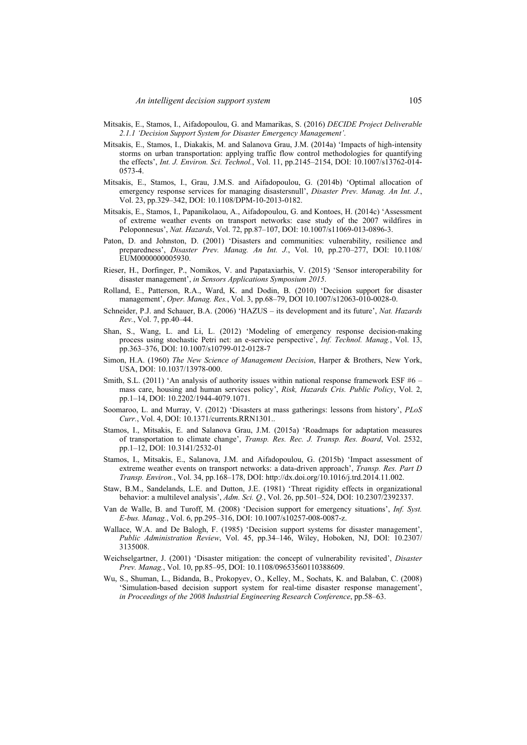Mitsakis, E., Stamos, I., Aifadopoulou, G. and Mamarikas, S. (2016) *DECIDE Project Deliverable 2.1.1 'Decision Support System for Disaster Emergency Management'*.

Mitsakis, E., Stamos, I., Diakakis, M. and Salanova Grau, J.M. (2014a) 'Impacts of high-intensity storms on urban transportation: applying traffic flow control methodologies for quantifying the effects', *Int. J. Environ. Sci. Technol.*, Vol. 11, pp.2145–2154, DOI: 10.1007/s13762-014-0573-4.

Mitsakis, E., Stamos, I., Grau, J.M.S. and Aifadopoulou, G. (2014b) 'Optimal allocation of emergency response services for managing disastersnull', *Disaster Prev. Manag. An Int. J.*, Vol. 23, pp.329–342, DOI: 10.1108/DPM-10-2013-0182.

Mitsakis, E., Stamos, I., Papanikolaou, A., Aifadopoulou, G. and Kontoes, H. (2014c) 'Assessment of extreme weather events on transport networks: case study of the 2007 wildfires in Peloponnesus', *Nat. Hazards*, Vol. 72, pp.87–107, DOI: 10.1007/s11069-013-0896-3.

Paton, D. and Johnston, D. (2001) 'Disasters and communities: vulnerability, resilience and preparedness', *Disaster Prev. Manag. An Int. J.*, Vol. 10, pp.270–277, DOI: 10.1108/EUM0000000005930.

Rieser, H., Dorfinger, P., Nomikos, V. and Papataxiarhis, V. (2015) 'Sensor interoperability for disaster management', *in Sensors Applications Symposium 2015*.

Rolland, E., Patterson, R.A., Ward, K. and Dodin, B. (2010) 'Decision support for disaster management', *Oper. Manag. Res.*, Vol. 3, pp.68–79, DOI 10.1007/s12063-010-0028-0.

Schneider, P.J. and Schauer, B.A. (2006) 'HAZUS – its development and its future', *Nat. Hazards Rev.*, Vol. 7, pp.40–44.

Shan, S., Wang, L. and Li, L. (2012) 'Modeling of emergency response decision-making process using stochastic Petri net: an e-service perspective', *Inf. Technol. Manag.*, Vol. 13, pp.363–376, DOI: 10.1007/s10799-012-0128-7

Simon, H.A. (1960) *The New Science of Management Decision*, Harper & Brothers, New York, USA, DOI: 10.1037/13978-000.

Smith, S.L. (2011) 'An analysis of authority issues within national response framework ESF #6 – mass care, housing and human services policy', *Risk, Hazards Cris. Public Policy*, Vol. 2, pp.1–14, DOI: 10.2202/1944-4079.1071.

Soomaroo, L. and Murray, V. (2012) 'Disasters at mass gatherings: lessons from history', *PLoS Curr.*, Vol. 4, DOI: 10.1371/currents.RRN1301..

Stamos, I., Mitsakis, E. and Salanova Grau, J.M. (2015a) 'Roadmaps for adaptation measures of transportation to climate change', *Transp. Res. Rec. J. Transp. Res. Board*, Vol. 2532, pp.1–12, DOI: 10.3141/2532-01

Stamos, I., Mitsakis, E., Salanova, J.M. and Aifadopoulou, G. (2015b) 'Impact assessment of extreme weather events on transport networks: a data-driven approach', *Transp. Res. Part D Transp. Environ.*, Vol. 34, pp.168–178, DOI: http://dx.doi.org/10.1016/j.trd.2014.11.002.

Staw, B.M., Sandelands, L.E. and Dutton, J.E. (1981) 'Threat rigidity effects in organizational behavior: a multilevel analysis', *Adm. Sci. Q.*, Vol. 26, pp.501–524, DOI: 10.2307/2392337.

Van de Walle, B. and Turoff, M. (2008) 'Decision support for emergency situations', *Inf. Syst. E-bus. Manag.*, Vol. 6, pp.295–316, DOI: 10.1007/s10257-008-0087-z.

Wallace, W.A. and De Balogh, F. (1985) 'Decision support systems for disaster management', *Public Administration Review*, Vol. 45, pp.34–146, Wiley, Hoboken, NJ, DOI: 10.2307/3135008.

Weichselgartner, J. (2001) 'Disaster mitigation: the concept of vulnerability revisited', *Disaster Prev. Manag.*, Vol. 10, pp.85–95, DOI: 10.1108/09653560110388609.

Wu, S., Shuman, L., Bidanda, B., Prokopyev, O., Kelley, M., Sochats, K. and Balaban, C. (2008) 'Simulation-based decision support system for real-time disaster response management', *in Proceedings of the 2008 Industrial Engineering Research Conference*, pp.58–63.